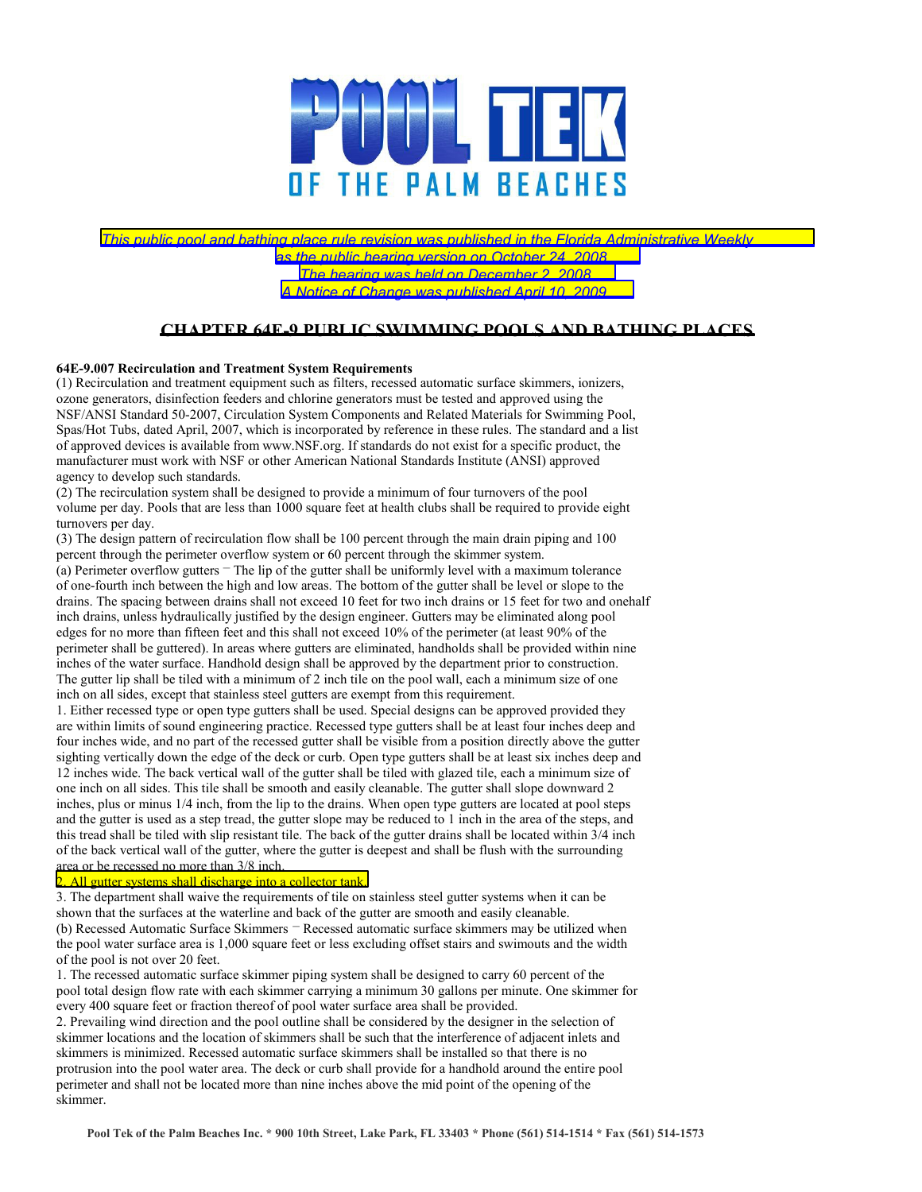# POOL TEK

## OF THE PALM BEACHES

*This public pool and bathing place rule revision was published in the Florida Administrative Weekly as the public hearing version on October 24, 2008. The hearing was held on December 2, 2008. A Notice of Change was published April 10, 2009.*

## CHAPTER 64E-9 PUBLIC SWIMMING POOLS AND BATHING PLACES

**64E-9.007 Recirculation and Treatment System Requirements**

(1) Recirculation and treatment equipment such as filters, recessed automatic surface skimmers, ionizers, ozone generators, disinfection feeders and chlorine generators must be tested and approved using the NSF/ANSI Standard 50-2007, Circulation System Components and Related Materials for Swimming Pool, Spas/Hot Tubs, dated April, 2007, which is incorporated by reference in these rules. The standard and a list of approved devices is available from www.NSF.org. If standards do not exist for a specific product, the manufacturer must work with NSF or other American National Standards Institute (ANSI) approved agency to develop such standards.

(2) The recirculation system shall be designed to provide a minimum of four turnovers of the pool volume per day. Pools that are less than 1000 square feet at health clubs shall be required to provide eight turnovers per day.

(3) The design pattern of recirculation flow shall be 100 percent through the main drain piping and 100 percent through the perimeter overflow system or 60 percent through the skimmer system.

(a) Perimeter overflow gutters ‒ The lip of the gutter shall be uniformly level with a maximum tolerance of one-fourth inch between the high and low areas. The bottom of the gutter shall be level or slope to the drains. The spacing between drains shall not exceed 10 feet for two inch drains or 15 feet for two and onehalf inch drains, unless hydraulically justified by the design engineer. Gutters may be eliminated along pool edges for no more than fifteen feet and this shall not exceed 10% of the perimeter (at least 90% of the perimeter shall be guttered). In areas where gutters are eliminated, handholds shall be provided within nine inches of the water surface. Handhold design shall be approved by the department prior to construction. The gutter lip shall be tiled with a minimum of 2 inch tile on the pool wall, each a minimum size of one inch on all sides, except that stainless steel gutters are exempt from this requirement.

1. Either recessed type or open type gutters shall be used. Special designs can be approved provided they are within limits of sound engineering practice. Recessed type gutters shall be at least four inches deep and four inches wide, and no part of the recessed gutter shall be visible from a position directly above the gutter sighting vertically down the edge of the deck or curb. Open type gutters shall be at least six inches deep and 12 inches wide. The back vertical wall of the gutter shall be tiled with glazed tile, each a minimum size of one inch on all sides. This tile shall be smooth and easily cleanable. The gutter shall slope downward 2 inches, plus or minus 1/4 inch, from the lip to the drains. When open type gutters are located at pool steps and the gutter is used as a step tread, the gutter slope may be reduced to 1 inch in the area of the steps, and this tread shall be tiled with slip resistant tile. The back of the gutter drains shall be located within 3/4 inch of the back vertical wall of the gutter, where the gutter is deepest and shall be flush with the surrounding area or be recessed no more than 3/8 inch.

2. All gutter systems shall discharge into a collector tank.

3. The department shall waive the requirements of tile on stainless steel gutter systems when it can be shown that the surfaces at the waterline and back of the gutter are smooth and easily cleanable.

(b) Recessed Automatic Surface Skimmers ‒ Recessed automatic surface skimmers may be utilized when the pool water surface area is 1,000 square feet or less excluding offset stairs and swimouts and the width of the pool is not over 20 feet.

1. The recessed automatic surface skimmer piping system shall be designed to carry 60 percent of the pool total design flow rate with each skimmer carrying a minimum 30 gallons per minute. One skimmer for every 400 square feet or fraction thereof of pool water surface area shall be provided.

2. Prevailing wind direction and the pool outline shall be considered by the designer in the selection of skimmer locations and the location of skimmers shall be such that the interference of adjacent inlets and skimmers is minimized. Recessed automatic surface skimmers shall be installed so that there is no protrusion into the pool water area. The deck or curb shall provide for a handhold around the entire pool perimeter and shall not be located more than nine inches above the mid point of the opening of the skimmer.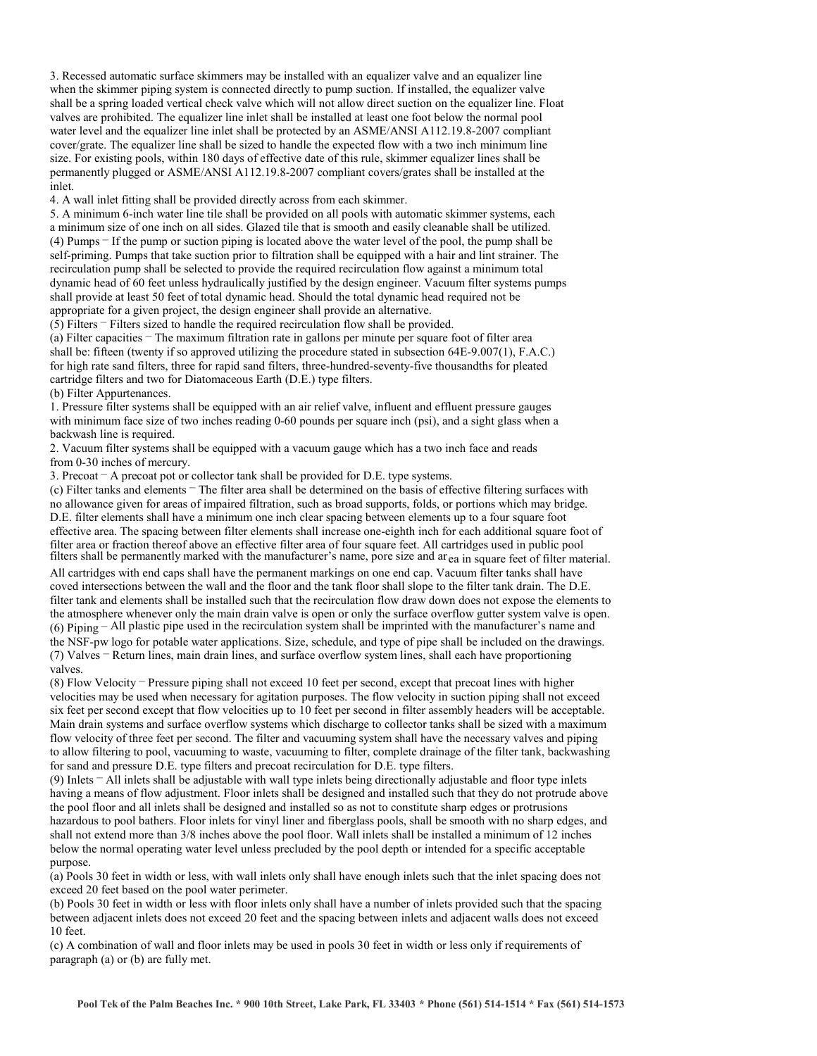3. Recessed automatic surface skimmers may be installed with an equalizer valve and an equalizer line when the skimmer piping system is connected directly to pump suction. If installed, the equalizer valve shall be a spring loaded vertical check valve which will not allow direct suction on the equalizer line. Float valves are prohibited. The equalizer line inlet shall be installed at least one foot below the normal pool water level and the equalizer line inlet shall be protected by an ASME/ANSI A112.19.8-2007 compliant cover/grate. The equalizer line shall be sized to handle the expected flow with a two inch minimum line size. For existing pools, within 180 days of effective date of this rule, skimmer equalizer lines shall be permanently plugged or ASME/ANSI A112.19.8-2007 compliant covers/grates shall be installed at the inlet.

4. A wall inlet fitting shall be provided directly across from each skimmer.

5. A minimum 6-inch water line tile shall be provided on all pools with automatic skimmer systems, each a minimum size of one inch on all sides. Glazed tile that is smooth and easily cleanable shall be utilized.

(4) Pumps – If the pump or suction piping is located above the water level of the pool, the pump shall be self-priming. Pumps that take suction prior to filtration shall be equipped with a hair and lint strainer. The recirculation pump shall be selected to provide the required recirculation flow against a minimum total dynamic head of 60 feet unless hydraulically justified by the design engineer. Vacuum filter systems pumps shall provide at least 50 feet of total dynamic head. Should the total dynamic head required not be appropriate for a given project, the design engineer shall provide an alternative.

(5) Filters – Filters sized to handle the required recirculation flow shall be provided.

(a) Filter capacities – The maximum filtration rate in gallons per minute per square foot of filter area shall be: fifteen (twenty if so approved utilizing the procedure stated in subsection 64E-9.007(1), F.A.C.) for high rate sand filters, three for rapid sand filters, three-hundred-seventy-five thousandths for pleated cartridge filters and two for Diatomaceous Earth (D.E.) type filters.

(b) Filter Appurtenances.

1. Pressure filter systems shall be equipped with an air relief valve, influent and effluent pressure gauges with minimum face size of two inches reading 0-60 pounds per square inch (psi), and a sight glass when a backwash line is required.

2. Vacuum filter systems shall be equipped with a vacuum gauge which has a two inch face and reads from 0-30 inches of mercury.

3. Precoat – A precoat pot or collector tank shall be provided for D.E. type systems.

(c) Filter tanks and elements – The filter area shall be determined on the basis of effective filtering surfaces with no allowance given for areas of impaired filtration, such as broad supports, folds, or portions which may bridge. D.E. filter elements shall have a minimum one inch clear spacing between elements up to a four square foot effective area. The spacing between filter elements shall increase one-eighth inch for each additional square foot of filter area or fraction thereof above an effective filter area of four square feet. All cartridges used in public pool filters shall be permanently marked with the manufacturer's name, pore size and area in square feet of filter material. All cartridges with end caps shall have the permanent markings on one end cap. Vacuum filter tanks shall have coved intersections between the wall and the floor and the tank floor shall slope to the filter tank drain. The D.E. filter tank and elements shall be installed such that the recirculation flow draw down does not expose the elements to the atmosphere whenever only the main drain valve is open or only the surface overflow gutter system valve is open.

(6) Piping – All plastic pipe used in the recirculation system shall be imprinted with the manufacturer's name and the NSF-pw logo for potable water applications. Size, schedule, and type of pipe shall be included on the drawings.

(7) Valves – Return lines, main drain lines, and surface overflow system lines, shall each have proportioning valves.

(8) Flow Velocity – Pressure piping shall not exceed 10 feet per second, except that precoat lines with higher velocities may be used when necessary for agitation purposes. The flow velocity in suction piping shall not exceed six feet per second except that flow velocities up to 10 feet per second in filter assembly headers will be acceptable. Main drain systems and surface overflow systems which discharge to collector tanks shall be sized with a maximum flow velocity of three feet per second. The filter and vacuuming system shall have the necessary valves and piping to allow filtering to pool, vacuuming to waste, vacuuming to filter, complete drainage of the filter tank, backwashing for sand and pressure D.E. type filters and precoat recirculation for D.E. type filters.

(9) Inlets – All inlets shall be adjustable with wall type inlets being directionally adjustable and floor type inlets having a means of flow adjustment. Floor inlets shall be designed and installed such that they do not protrude above the pool floor and all inlets shall be designed and installed so as not to constitute sharp edges or protrusions hazardous to pool bathers. Floor inlets for vinyl liner and fiberglass pools, shall be smooth with no sharp edges, and shall not extend more than 3/8 inches above the pool floor. Wall inlets shall be installed a minimum of 12 inches below the normal operating water level unless precluded by the pool depth or intended for a specific acceptable purpose.

(a) Pools 30 feet in width or less, with wall inlets only shall have enough inlets such that the inlet spacing does not exceed 20 feet based on the pool water perimeter.

(b) Pools 30 feet in width or less with floor inlets only shall have a number of inlets provided such that the spacing between adjacent inlets does not exceed 20 feet and the spacing between inlets and adjacent walls does not exceed 10 feet.

(c) A combination of wall and floor inlets may be used in pools 30 feet in width or less only if requirements of paragraph (a) or (b) are fully met.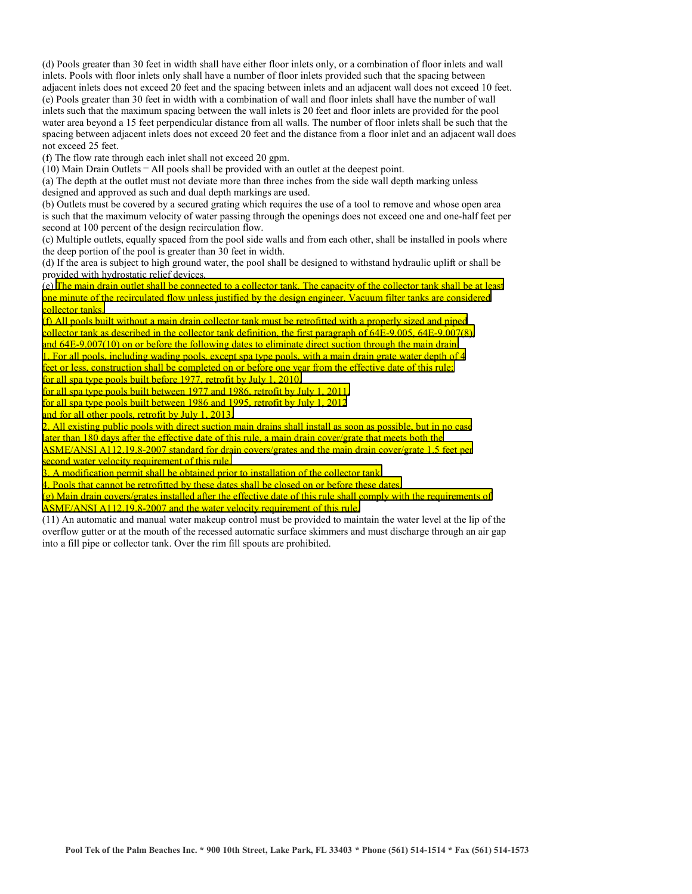(d) Pools greater than 30 feet in width shall have either floor inlets only, or a combination of floor inlets and wall inlets. Pools with floor inlets only shall have a number of floor inlets provided such that the spacing between adjacent inlets does not exceed 20 feet and the spacing between inlets and an adjacent wall does not exceed 10 feet.
(e) Pools greater than 30 feet in width with a combination of wall and floor inlets shall have the number of wall inlets such that the maximum spacing between the wall inlets is 20 feet and floor inlets are provided for the pool water area beyond a 15 feet perpendicular distance from all walls. The number of floor inlets shall be such that the spacing between adjacent inlets does not exceed 20 feet and the distance from a floor inlet and an adjacent wall does not exceed 25 feet.
(f) The flow rate through each inlet shall not exceed 20 gpm.
(10) Main Drain Outlets − All pools shall be provided with an outlet at the deepest point.
(a) The depth at the outlet must not deviate more than three inches from the side wall depth marking unless designed and approved as such and dual depth markings are used.
(b) Outlets must be covered by a secured grating which requires the use of a tool to remove and whose open area is such that the maximum velocity of water passing through the openings does not exceed one and one-half feet per second at 100 percent of the design recirculation flow.
(c) Multiple outlets, equally spaced from the pool side walls and from each other, shall be installed in pools where the deep portion of the pool is greater than 30 feet in width.
(d) If the area is subject to high ground water, the pool shall be designed to withstand hydraulic uplift or shall be provided with hydrostatic relief devices.
(e) The main drain outlet shall be connected to a collector tank. The capacity of the collector tank shall be at least one minute of the recirculated flow unless justified by the design engineer. Vacuum filter tanks are considered collector tanks.
(f) All pools built without a main drain collector tank must be retrofitted with a properly sized and piped collector tank as described in the collector tank definition, the first paragraph of 64E-9.005, 64E-9.007(8) and 64E-9.007(10) on or before the following dates to eliminate direct suction through the main drain.
1. For all pools, including wading pools, except spa type pools, with a main drain grate water depth of 4 feet or less, construction shall be completed on or before one year from the effective date of this rule;
for all spa type pools built before 1977, retrofit by July 1, 2010;
for all spa type pools built between 1977 and 1986, retrofit by July 1, 2011;
for all spa type pools built between 1986 and 1995, retrofit by July 1, 2012
and for all other pools, retrofit by July 1, 2013.
2. All existing public pools with direct suction main drains shall install as soon as possible, but in no case later than 180 days after the effective date of this rule, a main drain cover/grate that meets both the ASME/ANSI A112.19.8-2007 standard for drain covers/grates and the main drain cover/grate 1.5 feet per second water velocity requirement of this rule.
3. A modification permit shall be obtained prior to installation of the collector tank.
4. Pools that cannot be retrofitted by these dates shall be closed on or before these dates.
(g) Main drain covers/grates installed after the effective date of this rule shall comply with the requirements of ASME/ANSI A112.19.8-2007 and the water velocity requirement of this rule.
(11) An automatic and manual water makeup control must be provided to maintain the water level at the lip of the overflow gutter or at the mouth of the recessed automatic surface skimmers and must discharge through an air gap into a fill pipe or collector tank. Over the rim fill spouts are prohibited.

**Pool Tek of the Palm Beaches Inc. * 900 10th Street, Lake Park, FL 33403 * Phone (561) 514-1514 * Fax (561) 514-1573**